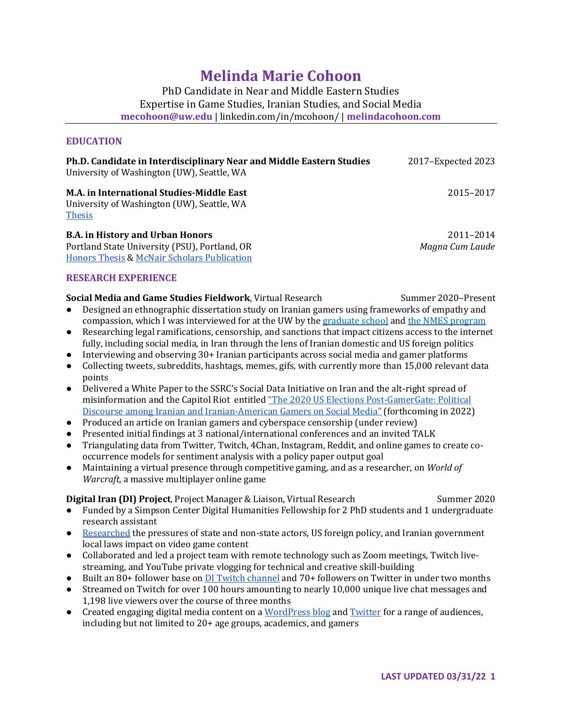# Melinda Marie Cohoon

PhD Candidate in Near and Middle Eastern Studies
Expertise in Game Studies, Iranian Studies, and Social Media
**mecohoon@uw.edu** | linkedin.com/in/mcohoon/ | **melindacohoon.com**

## EDUCATION

**Ph.D. Candidate in Interdisciplinary Near and Middle Eastern Studies** 2017–Expected 2023
University of Washington (UW), Seattle, WA

**M.A. in International Studies-Middle East** 2015–2017
University of Washington (UW), Seattle, WA
Thesis

**B.A. in History and Urban Honors** 2011–2014
Portland State University (PSU), Portland, OR *Magna Cum Laude*
Honors Thesis & McNair Scholars Publication

## RESEARCH EXPERIENCE

**Social Media and Game Studies Fieldwork**, Virtual Research Summer 2020–Present

- Designed an ethnographic dissertation study on Iranian gamers using frameworks of empathy and compassion, which I was interviewed for at the UW by the graduate school and the NMES program
- Researching legal ramifications, censorship, and sanctions that impact citizens access to the internet fully, including social media, in Iran through the lens of Iranian domestic and US foreign politics
- Interviewing and observing 30+ Iranian participants across social media and gamer platforms
- Collecting tweets, subreddits, hashtags, memes, gifs, with currently more than 15,000 relevant data points
- Delivered a White Paper to the SSRC's Social Data Initiative on Iran and the alt-right spread of misinformation and the Capitol Riot entitled "The 2020 US Elections Post-GamerGate: Political Discourse among Iranian and Iranian-American Gamers on Social Media" (forthcoming in 2022)
- Produced an article on Iranian gamers and cyberspace censorship (under review)
- Presented initial findings at 3 national/international conferences and an invited TALK
- Triangulating data from Twitter, Twitch, 4Chan, Instagram, Reddit, and online games to create co-occurrence models for sentiment analysis with a policy paper output goal
- Maintaining a virtual presence through competitive gaming, and as a researcher, on *World of Warcraft*, a massive multiplayer online game

**Digital Iran (DI) Project**, Project Manager & Liaison, Virtual Research Summer 2020

- Funded by a Simpson Center Digital Humanities Fellowship for 2 PhD students and 1 undergraduate research assistant
- Researched the pressures of state and non-state actors, US foreign policy, and Iranian government local laws impact on video game content
- Collaborated and led a project team with remote technology such as Zoom meetings, Twitch live-streaming, and YouTube private vlogging for technical and creative skill-building
- Built an 80+ follower base on DI Twitch channel and 70+ followers on Twitter in under two months
- Streamed on Twitch for over 100 hours amounting to nearly 10,000 unique live chat messages and 1,198 live viewers over the course of three months
- Created engaging digital media content on a WordPress blog and Twitter for a range of audiences, including but not limited to 20+ age groups, academics, and gamers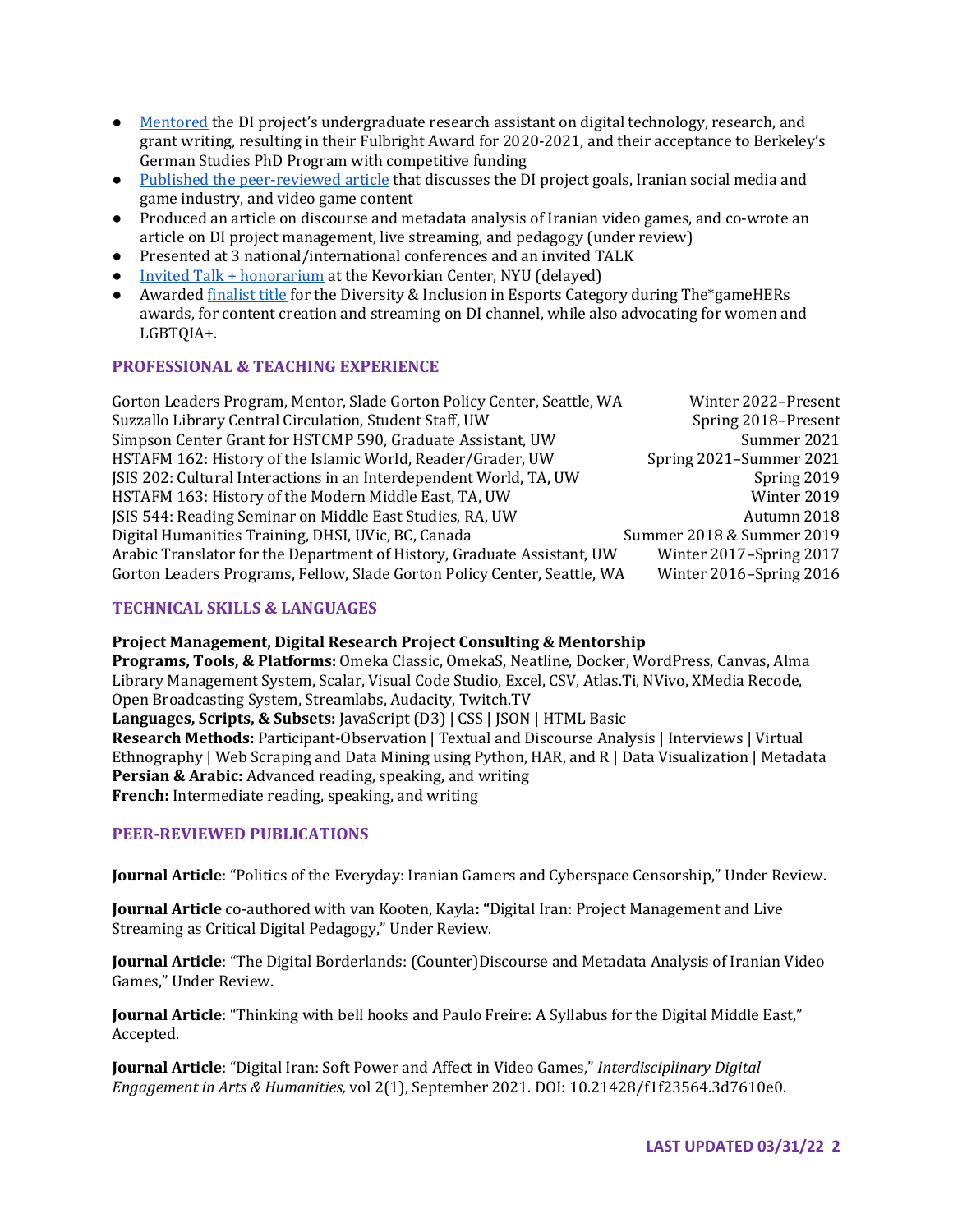- [Mentored](#) the DI project's undergraduate research assistant on digital technology, research, and grant writing, resulting in their Fulbright Award for 2020-2021, and their acceptance to Berkeley's German Studies PhD Program with competitive funding
- [Published the peer-reviewed article](#) that discusses the DI project goals, Iranian social media and game industry, and video game content
- Produced an article on discourse and metadata analysis of Iranian video games, and co-wrote an article on DI project management, live streaming, and pedagogy (under review)
- Presented at 3 national/international conferences and an invited TALK
- [Invited Talk + honorarium](#) at the Kevorkian Center, NYU (delayed)
- Awarded [finalist title](#) for the Diversity & Inclusion in Esports Category during The*gameHERs awards, for content creation and streaming on DI channel, while also advocating for women and LGBTQIA+.

## PROFESSIONAL & TEACHING EXPERIENCE

| | |
|---|---|
| Gorton Leaders Program, Mentor, Slade Gorton Policy Center, Seattle, WA | Winter 2022–Present |
| Suzzallo Library Central Circulation, Student Staff, UW | Spring 2018–Present |
| Simpson Center Grant for HSTCMP 590, Graduate Assistant, UW | Summer 2021 |
| HSTAFM 162: History of the Islamic World, Reader/Grader, UW | Spring 2021–Summer 2021 |
| JSIS 202: Cultural Interactions in an Interdependent World, TA, UW | Spring 2019 |
| HSTAFM 163: History of the Modern Middle East, TA, UW | Winter 2019 |
| JSIS 544: Reading Seminar on Middle East Studies, RA, UW | Autumn 2018 |
| Digital Humanities Training, DHSI, UVic, BC, Canada | Summer 2018 & Summer 2019 |
| Arabic Translator for the Department of History, Graduate Assistant, UW | Winter 2017–Spring 2017 |
| Gorton Leaders Programs, Fellow, Slade Gorton Policy Center, Seattle, WA | Winter 2016–Spring 2016 |

## TECHNICAL SKILLS & LANGUAGES

**Project Management, Digital Research Project Consulting & Mentorship**
**Programs, Tools, & Platforms:** Omeka Classic, OmekaS, Neatline, Docker, WordPress, Canvas, Alma Library Management System, Scalar, Visual Code Studio, Excel, CSV, Atlas.Ti, NVivo, XMedia Recode, Open Broadcasting System, Streamlabs, Audacity, Twitch.TV
**Languages, Scripts, & Subsets:** JavaScript (D3) | CSS | JSON | HTML Basic
**Research Methods:** Participant-Observation | Textual and Discourse Analysis | Interviews | Virtual Ethnography | Web Scraping and Data Mining using Python, HAR, and R | Data Visualization | Metadata
**Persian & Arabic:** Advanced reading, speaking, and writing
**French:** Intermediate reading, speaking, and writing

## PEER-REVIEWED PUBLICATIONS

**Journal Article**: "Politics of the Everyday: Iranian Gamers and Cyberspace Censorship," Under Review.

**Journal Article** co-authored with van Kooten, Kayla**: "**Digital Iran: Project Management and Live Streaming as Critical Digital Pedagogy," Under Review.

**Journal Article**: "The Digital Borderlands: (Counter)Discourse and Metadata Analysis of Iranian Video Games," Under Review.

**Journal Article**: "Thinking with bell hooks and Paulo Freire: A Syllabus for the Digital Middle East," Accepted.

**Journal Article**: "Digital Iran: Soft Power and Affect in Video Games," *Interdisciplinary Digital Engagement in Arts & Humanities,* vol 2(1), September 2021. DOI: 10.21428/f1f23564.3d7610e0.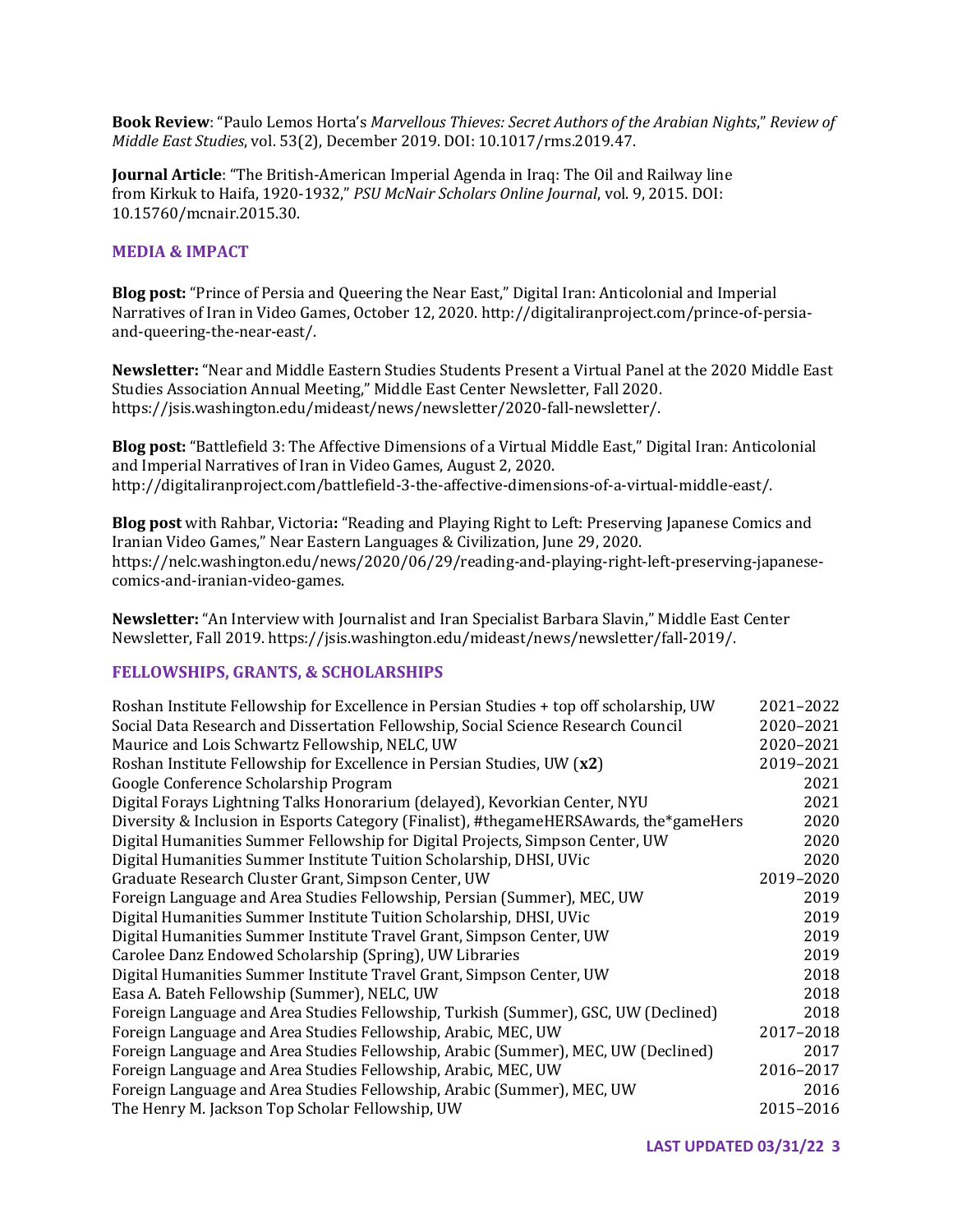**Book Review**: "Paulo Lemos Horta's *Marvellous Thieves: Secret Authors of the Arabian Nights*," *Review of Middle East Studies*, vol. 53(2), December 2019. DOI: 10.1017/rms.2019.47.

**Journal Article**: "The British-American Imperial Agenda in Iraq: The Oil and Railway line from Kirkuk to Haifa, 1920-1932," *PSU McNair Scholars Online Journal*, vol. 9, 2015. DOI: 10.15760/mcnair.2015.30.

## MEDIA & IMPACT

**Blog post:** "Prince of Persia and Queering the Near East," Digital Iran: Anticolonial and Imperial Narratives of Iran in Video Games, October 12, 2020. http://digitaliranproject.com/prince-of-persia-and-queering-the-near-east/.

**Newsletter:** "Near and Middle Eastern Studies Students Present a Virtual Panel at the 2020 Middle East Studies Association Annual Meeting," Middle East Center Newsletter, Fall 2020. https://jsis.washington.edu/mideast/news/newsletter/2020-fall-newsletter/.

**Blog post:** "Battlefield 3: The Affective Dimensions of a Virtual Middle East," Digital Iran: Anticolonial and Imperial Narratives of Iran in Video Games, August 2, 2020. http://digitaliranproject.com/battlefield-3-the-affective-dimensions-of-a-virtual-middle-east/.

**Blog post** with Rahbar, Victoria**:** "Reading and Playing Right to Left: Preserving Japanese Comics and Iranian Video Games," Near Eastern Languages & Civilization, June 29, 2020. https://nelc.washington.edu/news/2020/06/29/reading-and-playing-right-left-preserving-japanese-comics-and-iranian-video-games.

**Newsletter:** "An Interview with Journalist and Iran Specialist Barbara Slavin," Middle East Center Newsletter, Fall 2019. https://jsis.washington.edu/mideast/news/newsletter/fall-2019/.

## FELLOWSHIPS, GRANTS, & SCHOLARSHIPS

| | |
|---|---|
| Roshan Institute Fellowship for Excellence in Persian Studies + top off scholarship, UW | 2021–2022 |
| Social Data Research and Dissertation Fellowship, Social Science Research Council | 2020–2021 |
| Maurice and Lois Schwartz Fellowship, NELC, UW | 2020–2021 |
| Roshan Institute Fellowship for Excellence in Persian Studies, UW (**x2**) | 2019–2021 |
| Google Conference Scholarship Program | 2021 |
| Digital Forays Lightning Talks Honorarium (delayed), Kevorkian Center, NYU | 2021 |
| Diversity & Inclusion in Esports Category (Finalist), #thegameHERSAwards, the*gameHers | 2020 |
| Digital Humanities Summer Fellowship for Digital Projects, Simpson Center, UW | 2020 |
| Digital Humanities Summer Institute Tuition Scholarship, DHSI, UVic | 2020 |
| Graduate Research Cluster Grant, Simpson Center, UW | 2019–2020 |
| Foreign Language and Area Studies Fellowship, Persian (Summer), MEC, UW | 2019 |
| Digital Humanities Summer Institute Tuition Scholarship, DHSI, UVic | 2019 |
| Digital Humanities Summer Institute Travel Grant, Simpson Center, UW | 2019 |
| Carolee Danz Endowed Scholarship (Spring), UW Libraries | 2019 |
| Digital Humanities Summer Institute Travel Grant, Simpson Center, UW | 2018 |
| Easa A. Bateh Fellowship (Summer), NELC, UW | 2018 |
| Foreign Language and Area Studies Fellowship, Turkish (Summer), GSC, UW (Declined) | 2018 |
| Foreign Language and Area Studies Fellowship, Arabic, MEC, UW | 2017–2018 |
| Foreign Language and Area Studies Fellowship, Arabic (Summer), MEC, UW (Declined) | 2017 |
| Foreign Language and Area Studies Fellowship, Arabic, MEC, UW | 2016–2017 |
| Foreign Language and Area Studies Fellowship, Arabic (Summer), MEC, UW | 2016 |
| The Henry M. Jackson Top Scholar Fellowship, UW | 2015–2016 |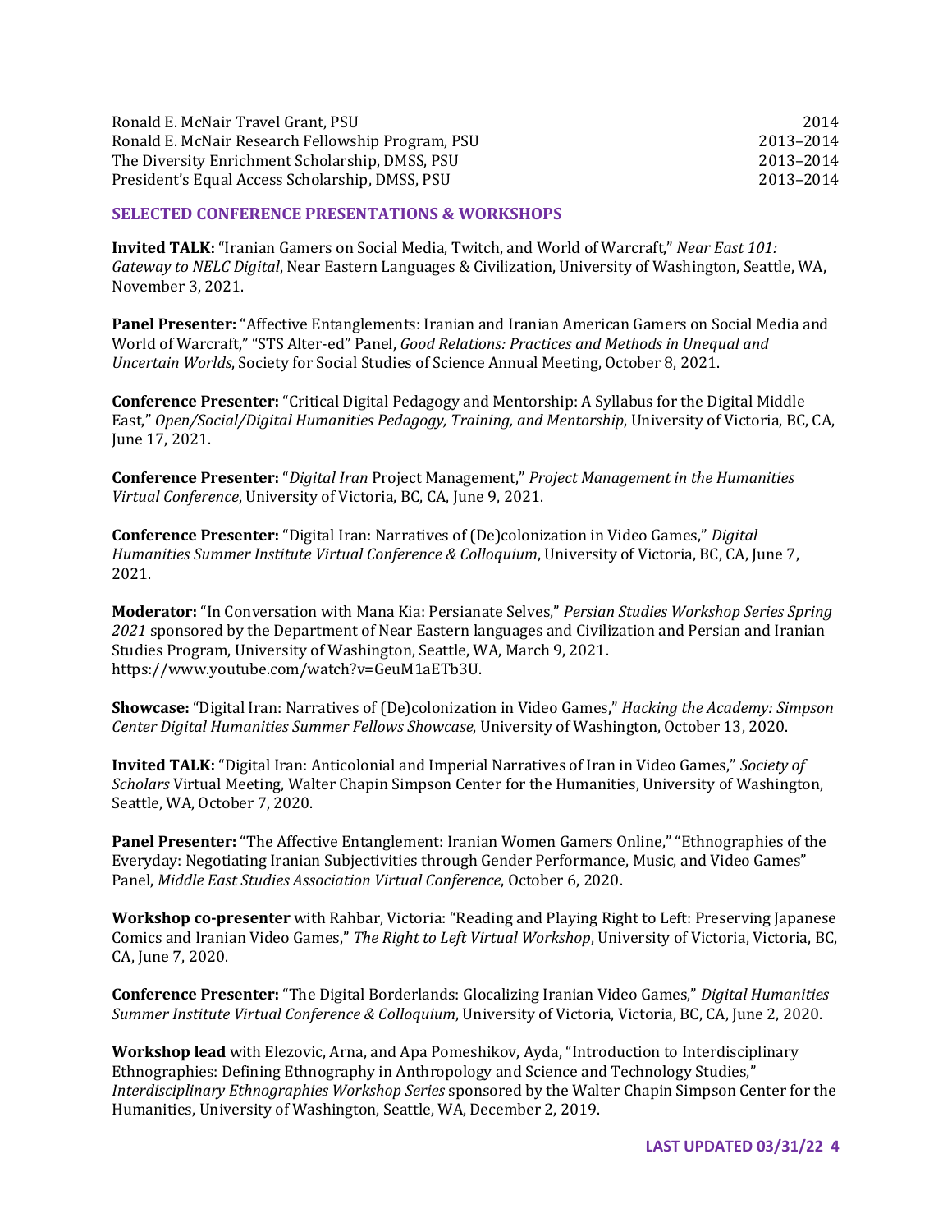| | |
|---|---|
| Ronald E. McNair Travel Grant, PSU | 2014 |
| Ronald E. McNair Research Fellowship Program, PSU | 2013–2014 |
| The Diversity Enrichment Scholarship, DMSS, PSU | 2013–2014 |
| President's Equal Access Scholarship, DMSS, PSU | 2013–2014 |

## SELECTED CONFERENCE PRESENTATIONS & WORKSHOPS

**Invited TALK:** "Iranian Gamers on Social Media, Twitch, and World of Warcraft," *Near East 101: Gateway to NELC Digital*, Near Eastern Languages & Civilization, University of Washington, Seattle, WA, November 3, 2021.

**Panel Presenter:** "Affective Entanglements: Iranian and Iranian American Gamers on Social Media and World of Warcraft," "STS Alter-ed" Panel, *Good Relations: Practices and Methods in Unequal and Uncertain Worlds*, Society for Social Studies of Science Annual Meeting, October 8, 2021.

**Conference Presenter:** "Critical Digital Pedagogy and Mentorship: A Syllabus for the Digital Middle East," *Open/Social/Digital Humanities Pedagogy, Training, and Mentorship*, University of Victoria, BC, CA, June 17, 2021.

**Conference Presenter:** "*Digital Iran* Project Management," *Project Management in the Humanities Virtual Conference*, University of Victoria, BC, CA, June 9, 2021.

**Conference Presenter:** "Digital Iran: Narratives of (De)colonization in Video Games," *Digital Humanities Summer Institute Virtual Conference & Colloquium*, University of Victoria, BC, CA, June 7, 2021.

**Moderator:** "In Conversation with Mana Kia: Persianate Selves," *Persian Studies Workshop Series Spring 2021* sponsored by the Department of Near Eastern languages and Civilization and Persian and Iranian Studies Program, University of Washington, Seattle, WA, March 9, 2021. https://www.youtube.com/watch?v=GeuM1aETb3U.

**Showcase:** "Digital Iran: Narratives of (De)colonization in Video Games," *Hacking the Academy: Simpson Center Digital Humanities Summer Fellows Showcase*, University of Washington, October 13, 2020.

**Invited TALK:** "Digital Iran: Anticolonial and Imperial Narratives of Iran in Video Games," *Society of Scholars* Virtual Meeting, Walter Chapin Simpson Center for the Humanities, University of Washington, Seattle, WA, October 7, 2020.

**Panel Presenter:** "The Affective Entanglement: Iranian Women Gamers Online," "Ethnographies of the Everyday: Negotiating Iranian Subjectivities through Gender Performance, Music, and Video Games" Panel, *Middle East Studies Association Virtual Conference*, October 6, 2020.

**Workshop co-presenter** with Rahbar, Victoria: "Reading and Playing Right to Left: Preserving Japanese Comics and Iranian Video Games," *The Right to Left Virtual Workshop*, University of Victoria, Victoria, BC, CA, June 7, 2020.

**Conference Presenter:** "The Digital Borderlands: Glocalizing Iranian Video Games," *Digital Humanities Summer Institute Virtual Conference & Colloquium*, University of Victoria, Victoria, BC, CA, June 2, 2020.

**Workshop lead** with Elezovic, Arna, and Apa Pomeshikov, Ayda, "Introduction to Interdisciplinary Ethnographies: Defining Ethnography in Anthropology and Science and Technology Studies," *Interdisciplinary Ethnographies Workshop Series* sponsored by the Walter Chapin Simpson Center for the Humanities, University of Washington, Seattle, WA, December 2, 2019.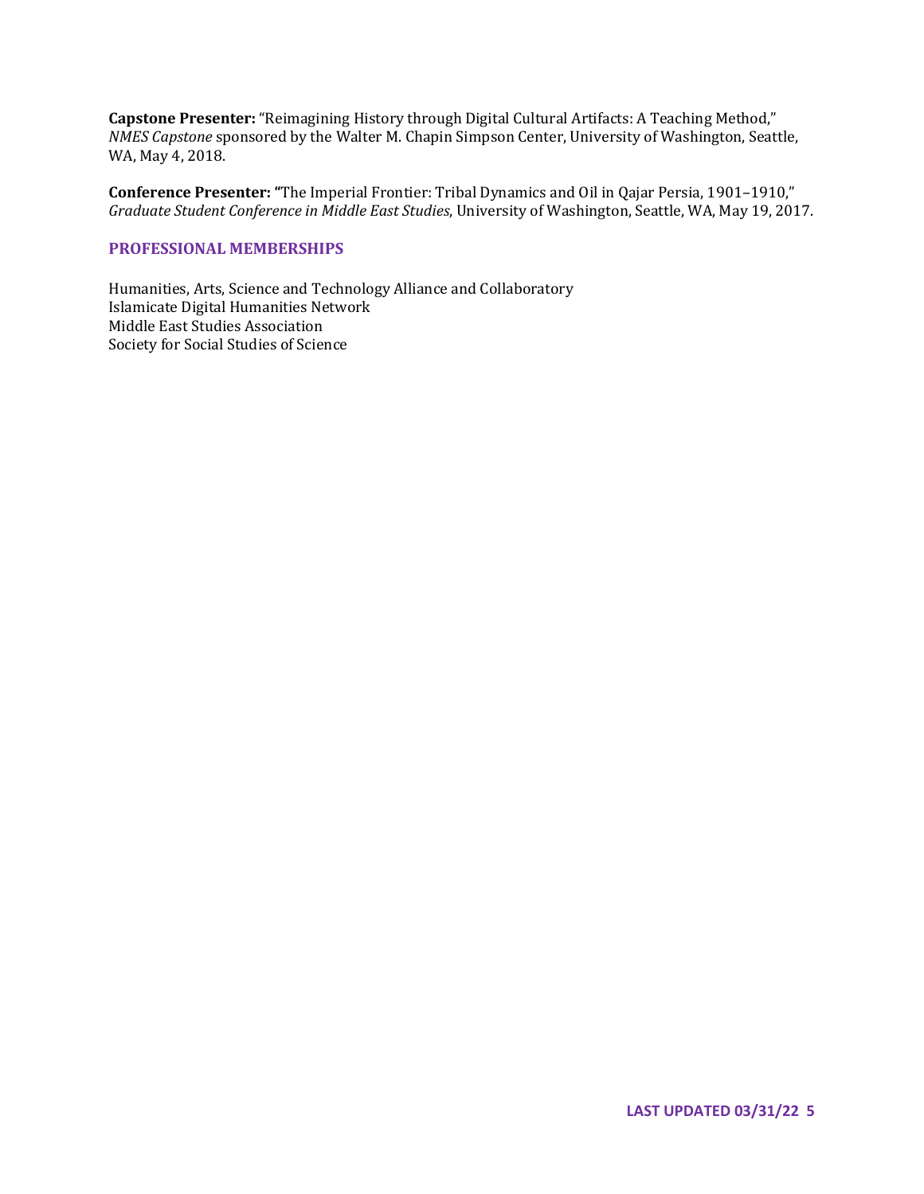**Capstone Presenter:** "Reimagining History through Digital Cultural Artifacts: A Teaching Method," *NMES Capstone* sponsored by the Walter M. Chapin Simpson Center, University of Washington, Seattle, WA, May 4, 2018.

**Conference Presenter:** "The Imperial Frontier: Tribal Dynamics and Oil in Qajar Persia, 1901–1910," *Graduate Student Conference in Middle East Studies*, University of Washington, Seattle, WA, May 19, 2017.

## PROFESSIONAL MEMBERSHIPS

Humanities, Arts, Science and Technology Alliance and Collaboratory
Islamicate Digital Humanities Network
Middle East Studies Association
Society for Social Studies of Science